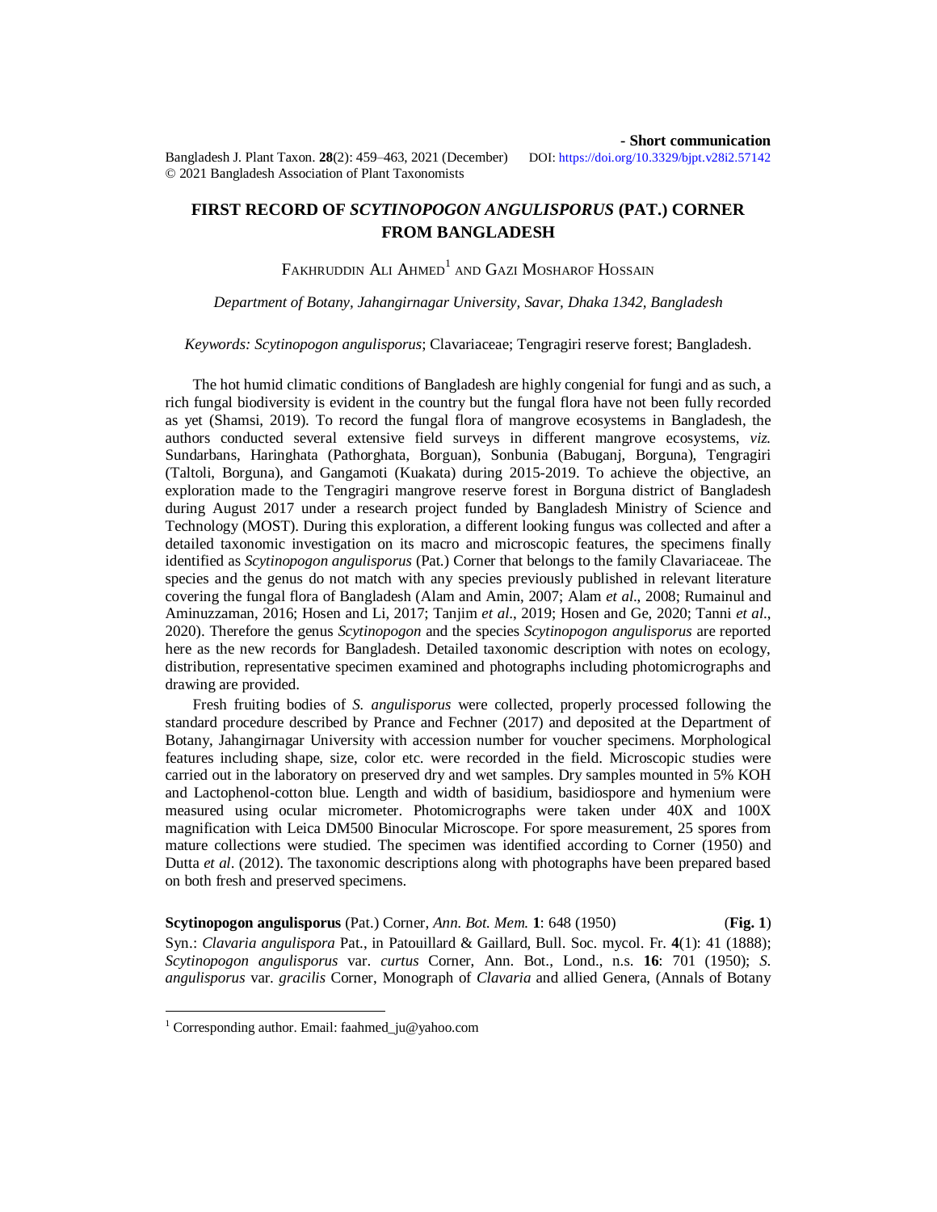- **Short communication**

# FIRST RECORD OF *SCYTINOPOGON ANGULISPORUS* (PAT.) CORNER FROM BANGLADESH

Fakhruddin Ali Ahmed[1] and Gazi Mosharof Hossain

*Department of Botany, Jahangirnagar University, Savar, Dhaka 1342, Bangladesh*

*Keywords: Scytinopogon angulisporus*; Clavariaceae; Tengragiri reserve forest; Bangladesh.

The hot humid climatic conditions of Bangladesh are highly congenial for fungi and as such, a rich fungal biodiversity is evident in the country but the fungal flora have not been fully recorded as yet (Shamsi, 2019). To record the fungal flora of mangrove ecosystems in Bangladesh, the authors conducted several extensive field surveys in different mangrove ecosystems, *viz.* Sundarbans, Haringhata (Pathorghata, Borguan), Sonbunia (Babuganj, Borguna), Tengragiri (Taltoli, Borguna), and Gangamoti (Kuakata) during 2015-2019. To achieve the objective, an exploration made to the Tengragiri mangrove reserve forest in Borguna district of Bangladesh during August 2017 under a research project funded by Bangladesh Ministry of Science and Technology (MOST). During this exploration, a different looking fungus was collected and after a detailed taxonomic investigation on its macro and microscopic features, the specimens finally identified as *Scytinopogon angulisporus* (Pat.) Corner that belongs to the family Clavariaceae. The species and the genus do not match with any species previously published in relevant literature covering the fungal flora of Bangladesh (Alam and Amin, 2007; Alam *et al*., 2008; Rumainul and Aminuzzaman, 2016; Hosen and Li, 2017; Tanjim *et al*., 2019; Hosen and Ge, 2020; Tanni *et al*., 2020). Therefore the genus *Scytinopogon* and the species *Scytinopogon angulisporus* are reported here as the new records for Bangladesh. Detailed taxonomic description with notes on ecology, distribution, representative specimen examined and photographs including photomicrographs and drawing are provided.

Fresh fruiting bodies of *S. angulisporus* were collected, properly processed following the standard procedure described by Prance and Fechner (2017) and deposited at the Department of Botany, Jahangirnagar University with accession number for voucher specimens. Morphological features including shape, size, color etc. were recorded in the field. Microscopic studies were carried out in the laboratory on preserved dry and wet samples. Dry samples mounted in 5% KOH and Lactophenol-cotton blue. Length and width of basidium, basidiospore and hymenium were measured using ocular micrometer. Photomicrographs were taken under 40X and 100X magnification with Leica DM500 Binocular Microscope. For spore measurement, 25 spores from mature collections were studied. The specimen was identified according to Corner (1950) and Dutta *et al*. (2012). The taxonomic descriptions along with photographs have been prepared based on both fresh and preserved specimens.

**Scytinopogon angulisporus** (Pat.) Corner, *Ann. Bot. Mem.* **1**: 648 (1950) (**Fig. 1**)

Syn.: *Clavaria angulispora* Pat., in Patouillard & Gaillard, Bull. Soc. mycol. Fr. **4**(1): 41 (1888); *Scytinopogon angulisporus* var. *curtus* Corner, Ann. Bot., Lond., n.s. **16**: 701 (1950); *S. angulisporus* var. *gracilis* Corner, Monograph of *Clavaria* and allied Genera, (Annals of Botany

[1] Corresponding author. Email: faahmed_ju@yahoo.com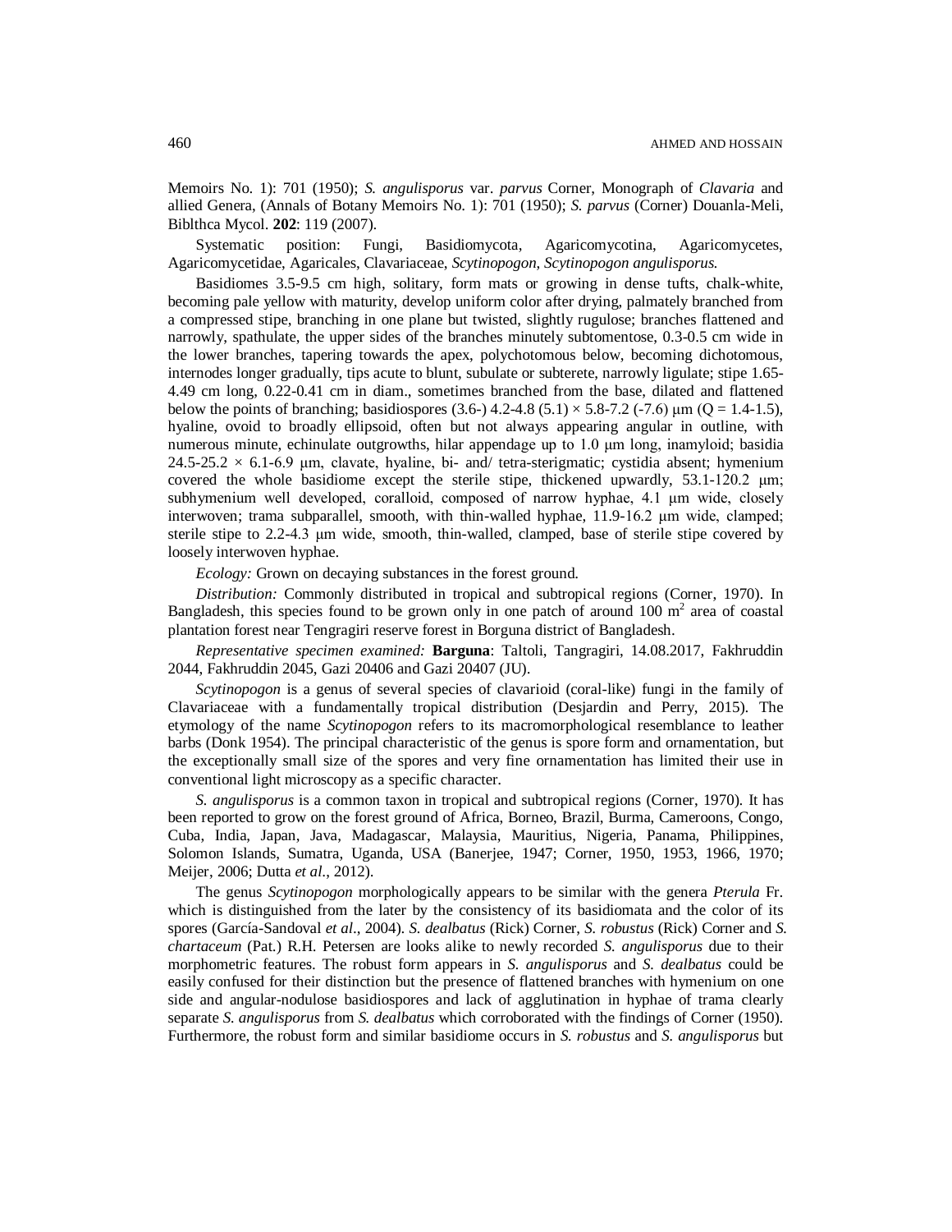Memoirs No. 1): 701 (1950); *S. angulisporus* var. *parvus* Corner, Monograph of *Clavaria* and allied Genera, (Annals of Botany Memoirs No. 1): 701 (1950); *S. parvus* (Corner) Douanla-Meli, Biblthca Mycol. **202**: 119 (2007).

Systematic position: Fungi, Basidiomycota, Agaricomycotina, Agaricomycetes, Agaricomycetidae, Agaricales, Clavariaceae, *Scytinopogon*, *Scytinopogon angulisporus.*

Basidiomes 3.5-9.5 cm high, solitary, form mats or growing in dense tufts, chalk-white, becoming pale yellow with maturity, develop uniform color after drying, palmately branched from a compressed stipe, branching in one plane but twisted, slightly rugulose; branches flattened and narrowly, spathulate, the upper sides of the branches minutely subtomentose, 0.3-0.5 cm wide in the lower branches, tapering towards the apex, polychotomous below, becoming dichotomous, internodes longer gradually, tips acute to blunt, subulate or subterete, narrowly ligulate; stipe 1.65-4.49 cm long, 0.22-0.41 cm in diam., sometimes branched from the base, dilated and flattened below the points of branching; basidiospores (3.6-) 4.2-4.8 (5.1) × 5.8-7.2 (-7.6) μm (Q = 1.4-1.5), hyaline, ovoid to broadly ellipsoid, often but not always appearing angular in outline, with numerous minute, echinulate outgrowths, hilar appendage up to 1.0 μm long, inamyloid; basidia 24.5-25.2 × 6.1-6.9 μm, clavate, hyaline, bi- and/ tetra-sterigmatic; cystidia absent; hymenium covered the whole basidiome except the sterile stipe, thickened upwardly, 53.1-120.2 μm; subhymenium well developed, coralloid, composed of narrow hyphae, 4.1 μm wide, closely interwoven; trama subparallel, smooth, with thin-walled hyphae, 11.9-16.2 μm wide, clamped; sterile stipe to 2.2-4.3 μm wide, smooth, thin-walled, clamped, base of sterile stipe covered by loosely interwoven hyphae.

*Ecology:* Grown on decaying substances in the forest ground.

*Distribution:* Commonly distributed in tropical and subtropical regions (Corner, 1970). In Bangladesh, this species found to be grown only in one patch of around 100 $m^2$ area of coastal plantation forest near Tengragiri reserve forest in Borguna district of Bangladesh.

*Representative specimen examined:* **Barguna**: Taltoli, Tangragiri, 14.08.2017, Fakhruddin 2044, Fakhruddin 2045, Gazi 20406 and Gazi 20407 (JU).

*Scytinopogon* is a genus of several species of clavarioid (coral-like) fungi in the family of Clavariaceae with a fundamentally tropical distribution (Desjardin and Perry, 2015). The etymology of the name *Scytinopogon* refers to its macromorphological resemblance to leather barbs (Donk 1954). The principal characteristic of the genus is spore form and ornamentation, but the exceptionally small size of the spores and very fine ornamentation has limited their use in conventional light microscopy as a specific character.

*S. angulisporus* is a common taxon in tropical and subtropical regions (Corner, 1970). It has been reported to grow on the forest ground of Africa, Borneo, Brazil, Burma, Cameroons, Congo, Cuba, India, Japan, Java, Madagascar, Malaysia, Mauritius, Nigeria, Panama, Philippines, Solomon Islands, Sumatra, Uganda, USA (Banerjee, 1947; Corner, 1950, 1953, 1966, 1970; Meijer, 2006; Dutta *et al*., 2012).

The genus *Scytinopogon* morphologically appears to be similar with the genera *Pterula* Fr. which is distinguished from the later by the consistency of its basidiomata and the color of its spores (García-Sandoval *et al*., 2004). *S. dealbatus* (Rick) Corner, *S. robustus* (Rick) Corner and *S. chartaceum* (Pat.) R.H. Petersen are looks alike to newly recorded *S. angulisporus* due to their morphometric features. The robust form appears in *S. angulisporus* and *S. dealbatus* could be easily confused for their distinction but the presence of flattened branches with hymenium on one side and angular-nodulose basidiospores and lack of agglutination in hyphae of trama clearly separate *S. angulisporus* from *S. dealbatus* which corroborated with the findings of Corner (1950). Furthermore, the robust form and similar basidiome occurs in *S. robustus* and *S. angulisporus* but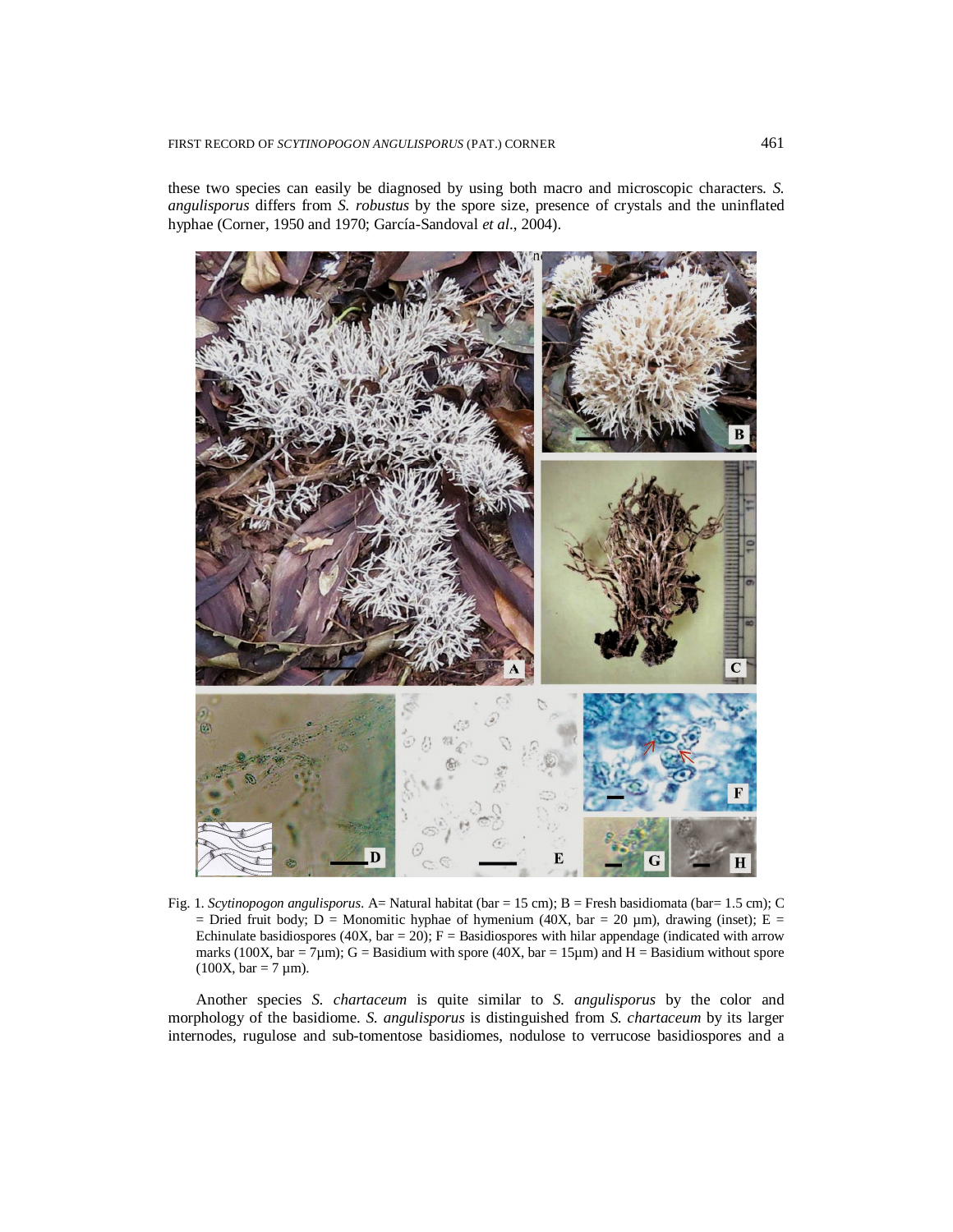these two species can easily be diagnosed by using both macro and microscopic characters. *S. angulisporus* differs from *S. robustus* by the spore size, presence of crystals and the uninflated hyphae (Corner, 1950 and 1970; García-Sandoval *et al*., 2004).

Fig. 1. *Scytinopogon angulisporus*. A= Natural habitat (bar = 15 cm); B = Fresh basidiomata (bar= 1.5 cm); C = Dried fruit body; D = Monomitic hyphae of hymenium (40X, bar = 20 µm), drawing (inset); E = Echinulate basidiospores (40X, bar = 20); F = Basidiospores with hilar appendage (indicated with arrow marks (100X, bar = 7µm); G = Basidium with spore (40X, bar = 15µm) and H = Basidium without spore (100X, bar = 7 µm).

Another species *S. chartaceum* is quite similar to *S. angulisporus* by the color and morphology of the basidiome. *S. angulisporus* is distinguished from *S. chartaceum* by its larger internodes, rugulose and sub-tomentose basidiomes, nodulose to verrucose basidiospores and a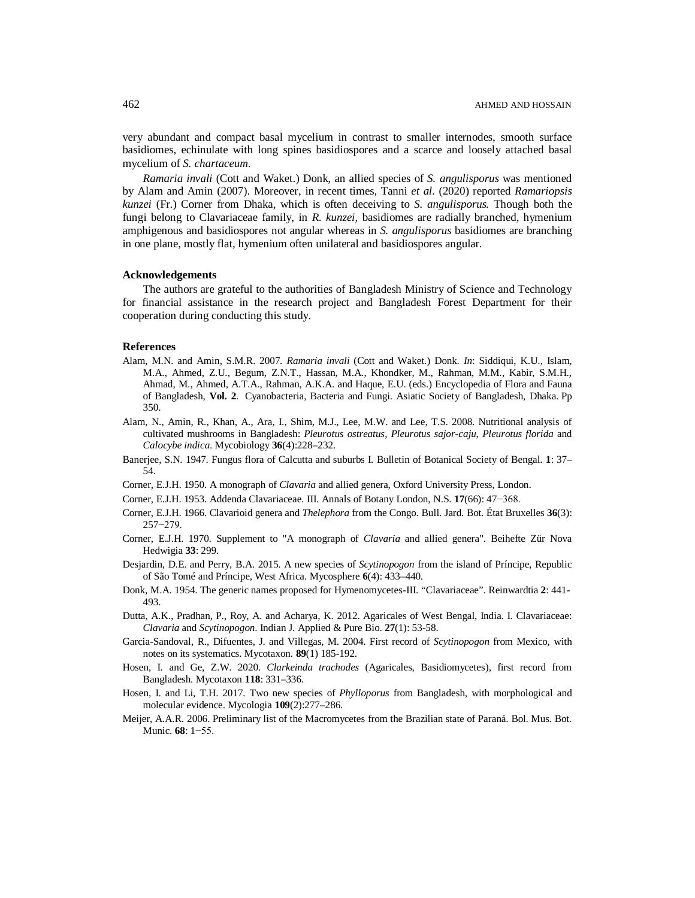very abundant and compact basal mycelium in contrast to smaller internodes, smooth surface basidiomes, echinulate with long spines basidiospores and a scarce and loosely attached basal mycelium of *S. chartaceum*.

*Ramaria invali* (Cott and Waket.) Donk, an allied species of *S. angulisporus* was mentioned by Alam and Amin (2007). Moreover, in recent times, Tanni *et al*. (2020) reported *Ramariopsis kunzei* (Fr.) Corner from Dhaka, which is often deceiving to *S. angulisporus.* Though both the fungi belong to Clavariaceae family, in *R. kunzei*, basidiomes are radially branched, hymenium amphigenous and basidiospores not angular whereas in *S. angulisporus* basidiomes are branching in one plane, mostly flat, hymenium often unilateral and basidiospores angular.

### Acknowledgements

The authors are grateful to the authorities of Bangladesh Ministry of Science and Technology for financial assistance in the research project and Bangladesh Forest Department for their cooperation during conducting this study.

### References

Alam, M.N. and Amin, S.M.R. 2007. *Ramaria invali* (Cott and Waket.) Donk. *In*: Siddiqui, K.U., Islam, M.A., Ahmed, Z.U., Begum, Z.N.T., Hassan, M.A., Khondker, M., Rahman, M.M., Kabir, S.M.H., Ahmad, M., Ahmed, A.T.A., Rahman, A.K.A. and Haque, E.U. (eds.) Encyclopedia of Flora and Fauna of Bangladesh, **Vol. 2**. Cyanobacteria, Bacteria and Fungi. Asiatic Society of Bangladesh, Dhaka. Pp 350.

Alam, N., Amin, R., Khan, A., Ara, I., Shim, M.J., Lee, M.W. and Lee, T.S. 2008. Nutritional analysis of cultivated mushrooms in Bangladesh: *Pleurotus ostreatus*, *Pleurotus sajor-caju*, *Pleurotus florida* and *Calocybe indica*. Mycobiology **36**(4):228–232.

Banerjee, S.N. 1947. Fungus flora of Calcutta and suburbs I. Bulletin of Botanical Society of Bengal. **1**: 37–54.

Corner, E.J.H. 1950. A monograph of *Clavaria* and allied genera, Oxford University Press, London.

Corner, E.J.H. 1953. Addenda Clavariaceae. III. Annals of Botany London, N.S. **17**(66): 47−368.

Corner, E.J.H. 1966. Clavarioid genera and *Thelephora* from the Congo. Bull. Jard. Bot. État Bruxelles **36**(3): 257−279.

Corner, E.J.H. 1970. Supplement to "A monograph of *Clavaria* and allied genera". Beihefte Zür Nova Hedwigia **33**: 299.

Desjardin, D.E. and Perry, B.A. 2015. A new species of *Scytinopogon* from the island of Príncipe, Republic of São Tomé and Príncipe, West Africa. Mycosphere **6**(4): 433–440.

Donk, M.A. 1954. The generic names proposed for Hymenomycetes-III. "Clavariaceae". Reinwardtia **2**: 441-493.

Dutta, A.K., Pradhan, P., Roy, A. and Acharya, K. 2012. Agaricales of West Bengal, India. I. Clavariaceae: *Clavaria* and *Scytinopogon*. Indian J. Applied & Pure Bio. **27**(1): 53-58.

Garcia-Sandoval, R., Difuentes, J. and Villegas, M. 2004. First record of *Scytinopogon* from Mexico, with notes on its systematics. Mycotaxon. **89**(1) 185-192.

Hosen, I. and Ge, Z.W. 2020. *Clarkeinda trachodes* (Agaricales, Basidiomycetes), first record from Bangladesh. Mycotaxon **118**: 331–336.

Hosen, I. and Li, T.H. 2017. Two new species of *Phylloporus* from Bangladesh, with morphological and molecular evidence. Mycologia **109**(2):277–286.

Meijer, A.A.R. 2006. Preliminary list of the Macromycetes from the Brazilian state of Paraná. Bol. Mus. Bot. Munic. **68**: 1−55.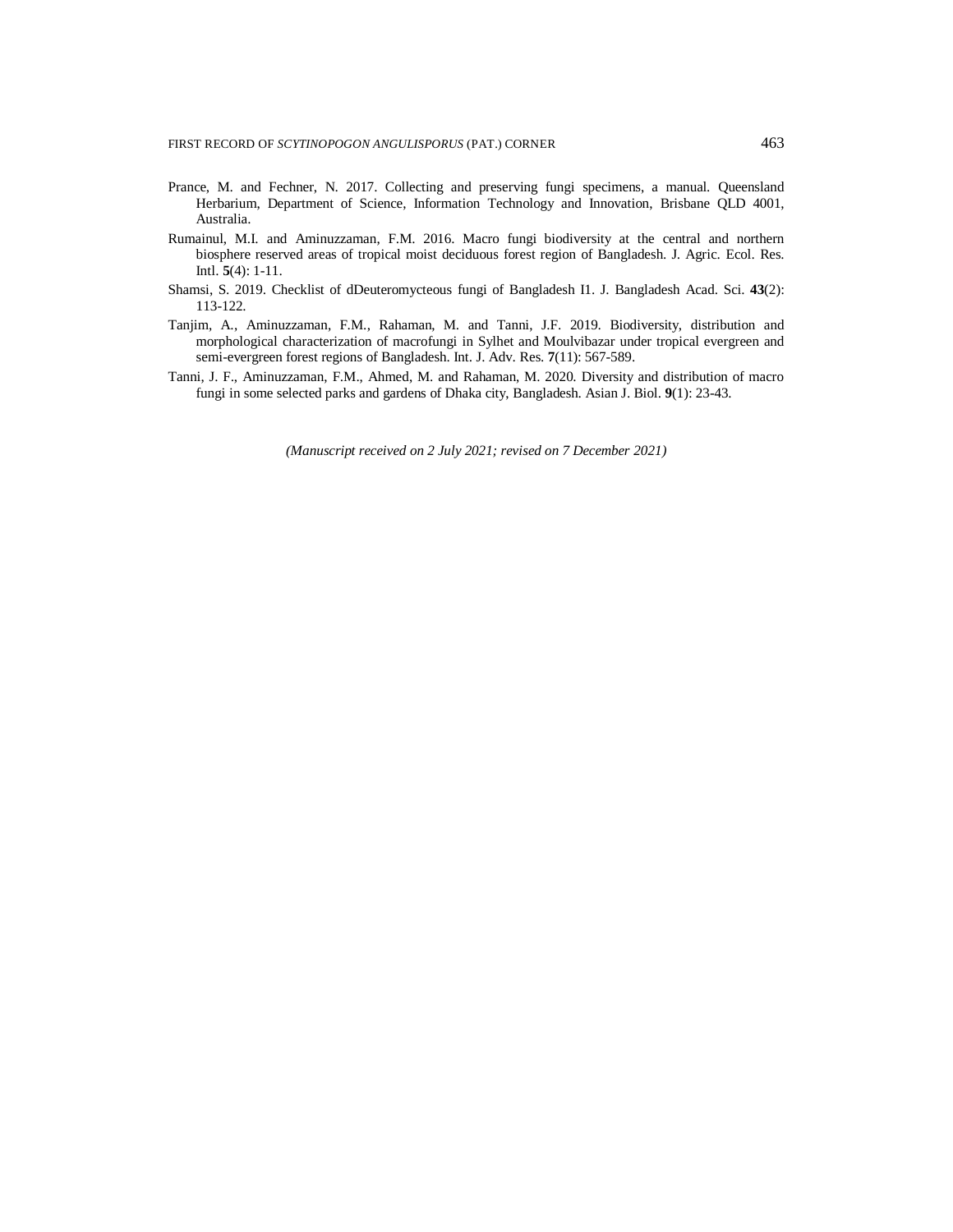Prance, M. and Fechner, N. 2017. Collecting and preserving fungi specimens, a manual. Queensland Herbarium, Department of Science, Information Technology and Innovation, Brisbane QLD 4001, Australia.

Rumainul, M.I. and Aminuzzaman, F.M. 2016. Macro fungi biodiversity at the central and northern biosphere reserved areas of tropical moist deciduous forest region of Bangladesh. J. Agric. Ecol. Res. Intl. **5**(4): 1-11.

Shamsi, S. 2019. Checklist of dDeuteromycteous fungi of Bangladesh I1. J. Bangladesh Acad. Sci. **43**(2): 113-122.

Tanjim, A., Aminuzzaman, F.M., Rahaman, M. and Tanni, J.F. 2019. Biodiversity, distribution and morphological characterization of macrofungi in Sylhet and Moulvibazar under tropical evergreen and semi-evergreen forest regions of Bangladesh. Int. J. Adv. Res. **7**(11): 567-589.

Tanni, J. F., Aminuzzaman, F.M., Ahmed, M. and Rahaman, M. 2020. Diversity and distribution of macro fungi in some selected parks and gardens of Dhaka city, Bangladesh. Asian J. Biol. **9**(1): 23-43.

*(Manuscript received on 2 July 2021; revised on 7 December 2021)*